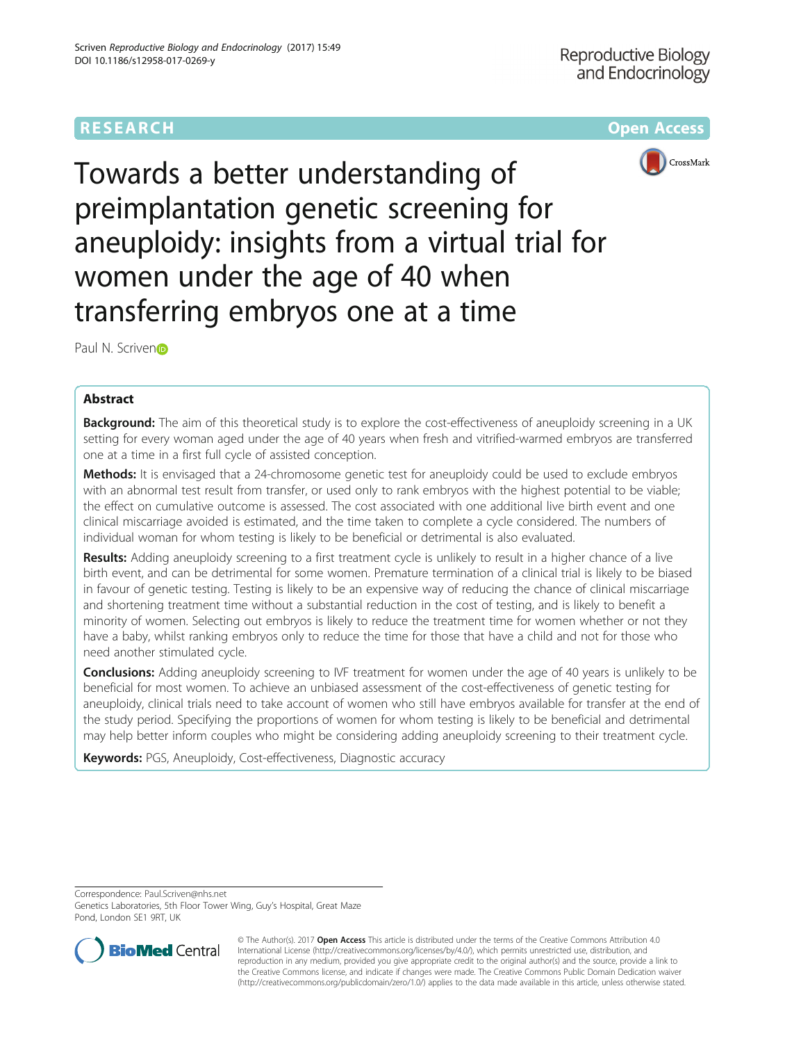RESEARCH Open Access

# Towards a better understanding of preimplantation genetic screening for aneuploidy: insights from a virtual trial for women under the age of 40 when transferring embryos one at a time

Paul N. Scriven

## Abstract

**Background:** The aim of this theoretical study is to explore the cost-effectiveness of aneuploidy screening in a UK setting for every woman aged under the age of 40 years when fresh and vitrified-warmed embryos are transferred one at a time in a first full cycle of assisted conception.

**Methods:** It is envisaged that a 24-chromosome genetic test for aneuploidy could be used to exclude embryos with an abnormal test result from transfer, or used only to rank embryos with the highest potential to be viable; the effect on cumulative outcome is assessed. The cost associated with one additional live birth event and one clinical miscarriage avoided is estimated, and the time taken to complete a cycle considered. The numbers of individual woman for whom testing is likely to be beneficial or detrimental is also evaluated.

**Results:** Adding aneuploidy screening to a first treatment cycle is unlikely to result in a higher chance of a live birth event, and can be detrimental for some women. Premature termination of a clinical trial is likely to be biased in favour of genetic testing. Testing is likely to be an expensive way of reducing the chance of clinical miscarriage and shortening treatment time without a substantial reduction in the cost of testing, and is likely to benefit a minority of women. Selecting out embryos is likely to reduce the treatment time for women whether or not they have a baby, whilst ranking embryos only to reduce the time for those that have a child and not for those who need another stimulated cycle.

**Conclusions:** Adding aneuploidy screening to IVF treatment for women under the age of 40 years is unlikely to be beneficial for most women. To achieve an unbiased assessment of the cost-effectiveness of genetic testing for aneuploidy, clinical trials need to take account of women who still have embryos available for transfer at the end of the study period. Specifying the proportions of women for whom testing is likely to be beneficial and detrimental may help better inform couples who might be considering adding aneuploidy screening to their treatment cycle.

**Keywords:** PGS, Aneuploidy, Cost-effectiveness, Diagnostic accuracy

Correspondence: Paul.Scriven@nhs.net
Genetics Laboratories, 5th Floor Tower Wing, Guy's Hospital, Great Maze Pond, London SE1 9RT, UK

© The Author(s). 2017 **Open Access** This article is distributed under the terms of the Creative Commons Attribution 4.0 International License (http://creativecommons.org/licenses/by/4.0/), which permits unrestricted use, distribution, and reproduction in any medium, provided you give appropriate credit to the original author(s) and the source, provide a link to the Creative Commons license, and indicate if changes were made. The Creative Commons Public Domain Dedication waiver (http://creativecommons.org/publicdomain/zero/1.0/) applies to the data made available in this article, unless otherwise stated.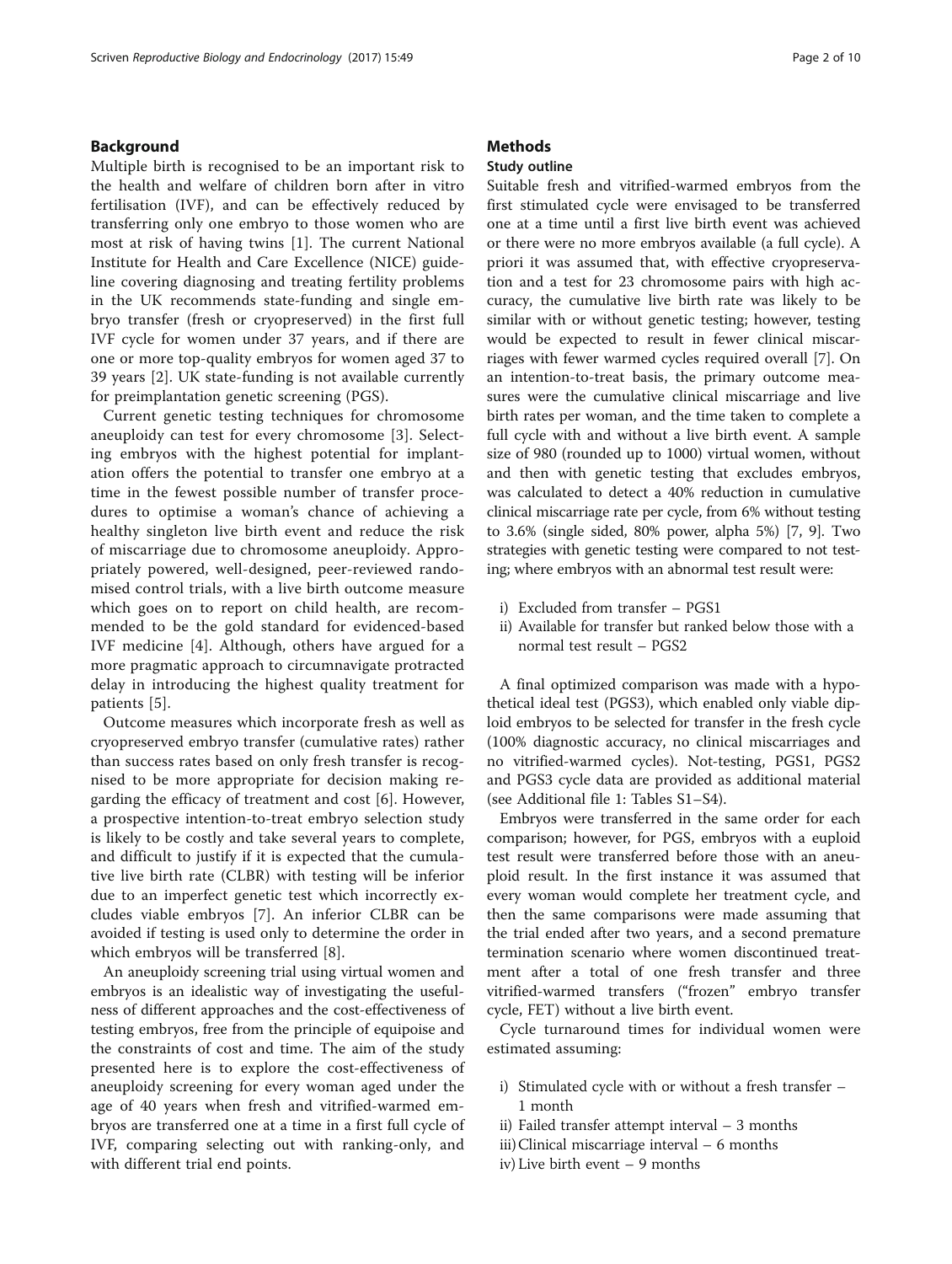## Background

Multiple birth is recognised to be an important risk to the health and welfare of children born after in vitro fertilisation (IVF), and can be effectively reduced by transferring only one embryo to those women who are most at risk of having twins [1]. The current National Institute for Health and Care Excellence (NICE) guideline covering diagnosing and treating fertility problems in the UK recommends state-funding and single embryo transfer (fresh or cryopreserved) in the first full IVF cycle for women under 37 years, and if there are one or more top-quality embryos for women aged 37 to 39 years [2]. UK state-funding is not available currently for preimplantation genetic screening (PGS).

Current genetic testing techniques for chromosome aneuploidy can test for every chromosome [3]. Selecting embryos with the highest potential for implantation offers the potential to transfer one embryo at a time in the fewest possible number of transfer procedures to optimise a woman's chance of achieving a healthy singleton live birth event and reduce the risk of miscarriage due to chromosome aneuploidy. Appropriately powered, well-designed, peer-reviewed randomised control trials, with a live birth outcome measure which goes on to report on child health, are recommended to be the gold standard for evidenced-based IVF medicine [4]. Although, others have argued for a more pragmatic approach to circumnavigate protracted delay in introducing the highest quality treatment for patients [5].

Outcome measures which incorporate fresh as well as cryopreserved embryo transfer (cumulative rates) rather than success rates based on only fresh transfer is recognised to be more appropriate for decision making regarding the efficacy of treatment and cost [6]. However, a prospective intention-to-treat embryo selection study is likely to be costly and take several years to complete, and difficult to justify if it is expected that the cumulative live birth rate (CLBR) with testing will be inferior due to an imperfect genetic test which incorrectly excludes viable embryos [7]. An inferior CLBR can be avoided if testing is used only to determine the order in which embryos will be transferred [8].

An aneuploidy screening trial using virtual women and embryos is an idealistic way of investigating the usefulness of different approaches and the cost-effectiveness of testing embryos, free from the principle of equipoise and the constraints of cost and time. The aim of the study presented here is to explore the cost-effectiveness of aneuploidy screening for every woman aged under the age of 40 years when fresh and vitrified-warmed embryos are transferred one at a time in a first full cycle of IVF, comparing selecting out with ranking-only, and with different trial end points.

## Methods

### Study outline

Suitable fresh and vitrified-warmed embryos from the first stimulated cycle were envisaged to be transferred one at a time until a first live birth event was achieved or there were no more embryos available (a full cycle). A priori it was assumed that, with effective cryopreservation and a test for 23 chromosome pairs with high accuracy, the cumulative live birth rate was likely to be similar with or without genetic testing; however, testing would be expected to result in fewer clinical miscarriages with fewer warmed cycles required overall [7]. On an intention-to-treat basis, the primary outcome measures were the cumulative clinical miscarriage and live birth rates per woman, and the time taken to complete a full cycle with and without a live birth event. A sample size of 980 (rounded up to 1000) virtual women, without and then with genetic testing that excludes embryos, was calculated to detect a 40% reduction in cumulative clinical miscarriage rate per cycle, from 6% without testing to 3.6% (single sided, 80% power, alpha 5%) [7, 9]. Two strategies with genetic testing were compared to not testing; where embryos with an abnormal test result were:

i) Excluded from transfer – PGS1
ii) Available for transfer but ranked below those with a normal test result – PGS2

A final optimized comparison was made with a hypothetical ideal test (PGS3), which enabled only viable diploid embryos to be selected for transfer in the fresh cycle (100% diagnostic accuracy, no clinical miscarriages and no vitrified-warmed cycles). Not-testing, PGS1, PGS2 and PGS3 cycle data are provided as additional material (see Additional file 1: Tables S1–S4).

Embryos were transferred in the same order for each comparison; however, for PGS, embryos with a euploid test result were transferred before those with an aneuploid result. In the first instance it was assumed that every woman would complete her treatment cycle, and then the same comparisons were made assuming that the trial ended after two years, and a second premature termination scenario where women discontinued treatment after a total of one fresh transfer and three vitrified-warmed transfers ("frozen" embryo transfer cycle, FET) without a live birth event.

Cycle turnaround times for individual women were estimated assuming:

i) Stimulated cycle with or without a fresh transfer – 1 month
ii) Failed transfer attempt interval – 3 months
iii) Clinical miscarriage interval – 6 months
iv) Live birth event – 9 months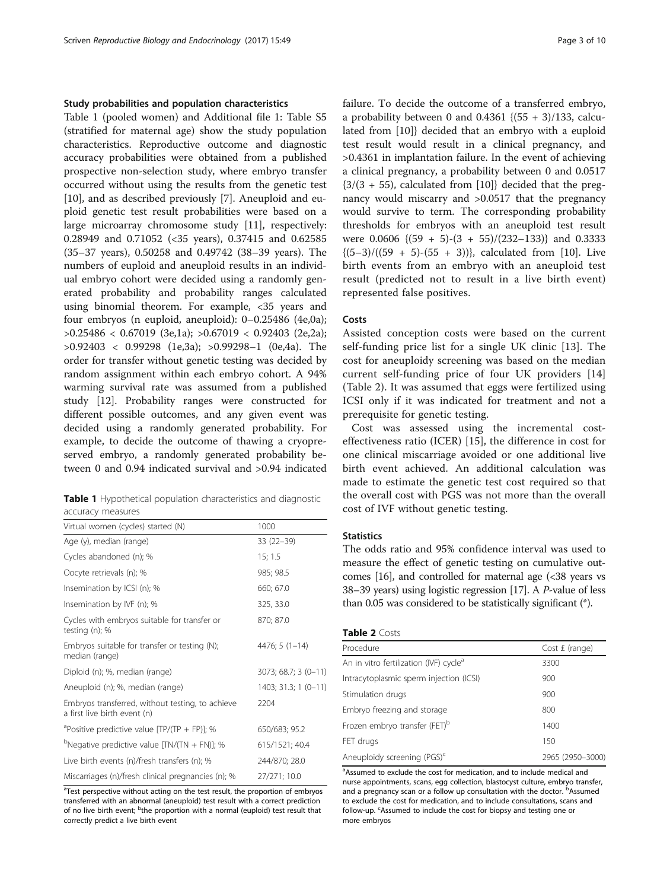### Study probabilities and population characteristics

Table 1 (pooled women) and Additional file 1: Table S5 (stratified for maternal age) show the study population characteristics. Reproductive outcome and diagnostic accuracy probabilities were obtained from a published prospective non-selection study, where embryo transfer occurred without using the results from the genetic test [10], and as described previously [7]. Aneuploid and euploid genetic test result probabilities were based on a large microarray chromosome study [11], respectively: 0.28949 and 0.71052 (<35 years), 0.37415 and 0.62585 (35–37 years), 0.50258 and 0.49742 (38–39 years). The numbers of euploid and aneuploid results in an individual embryo cohort were decided using a randomly generated probability and probability ranges calculated using binomial theorem. For example, <35 years and four embryos (n euploid, aneuploid): 0–0.25486 (4e,0a); >0.25486 < 0.67019 (3e,1a); >0.67019 < 0.92403 (2e,2a); >0.92403 < 0.99298 (1e,3a); >0.99298–1 (0e,4a). The order for transfer without genetic testing was decided by random assignment within each embryo cohort. A 94% warming survival rate was assumed from a published study [12]. Probability ranges were constructed for different possible outcomes, and any given event was decided using a randomly generated probability. For example, to decide the outcome of thawing a cryopreserved embryo, a randomly generated probability between 0 and 0.94 indicated survival and >0.94 indicated failure. To decide the outcome of a transferred embryo, a probability between 0 and 0.4361 {(55 + 3)/133, calculated from [10]} decided that an embryo with a euploid test result would result in a clinical pregnancy, and >0.4361 in implantation failure. In the event of achieving a clinical pregnancy, a probability between 0 and 0.0517 {3/(3 + 55), calculated from [10]} decided that the pregnancy would miscarry and >0.0517 that the pregnancy would survive to term. The corresponding probability thresholds for embryos with an aneuploid test result were 0.0606 {(59 + 5)-(3 + 55)/(232–133)} and 0.3333 {(5–3)/((59 + 5)-(55 + 3))}, calculated from [10]. Live birth events from an embryo with an aneuploid test result (predicted not to result in a live birth event) represented false positives.

**Table 1** Hypothetical population characteristics and diagnostic accuracy measures

| | |
|---|---|
| Virtual women (cycles) started (N) | 1000 |
| Age (y), median (range) | 33 (22–39) |
| Cycles abandoned (n); % | 15; 1.5 |
| Oocyte retrievals (n); % | 985; 98.5 |
| Insemination by ICSI (n); % | 660; 67.0 |
| Insemination by IVF (n); % | 325, 33.0 |
| Cycles with embryos suitable for transfer or testing (n); % | 870; 87.0 |
| Embryos suitable for transfer or testing (N); median (range) | 4476; 5 (1–14) |
| Diploid (n); %, median (range) | 3073; 68.7; 3 (0–11) |
| Aneuploid (n); %, median (range) | 1403; 31.3; 1 (0–11) |
| Embryos transferred, without testing, to achieve a first live birth event (n) | 2204 |
| [a]Positive predictive value [TP/(TP + FP)]; % | 650/683; 95.2 |
| [b]Negative predictive value [TN/(TN + FN)]; % | 615/1521; 40.4 |
| Live birth events (n)/fresh transfers (n); % | 244/870; 28.0 |
| Miscarriages (n)/fresh clinical pregnancies (n); % | 27/271; 10.0 |

[a]Test perspective without acting on the test result, the proportion of embryos transferred with an abnormal (aneuploid) test result with a correct prediction of no live birth event; [b]the proportion with a normal (euploid) test result that correctly predict a live birth event

### Costs

Assisted conception costs were based on the current self-funding price list for a single UK clinic [13]. The cost for aneuploidy screening was based on the median current self-funding price of four UK providers [14] (Table 2). It was assumed that eggs were fertilized using ICSI only if it was indicated for treatment and not a prerequisite for genetic testing.

Cost was assessed using the incremental cost-effectiveness ratio (ICER) [15], the difference in cost for one clinical miscarriage avoided or one additional live birth event achieved. An additional calculation was made to estimate the genetic test cost required so that the overall cost with PGS was not more than the overall cost of IVF without genetic testing.

### Statistics

The odds ratio and 95% confidence interval was used to measure the effect of genetic testing on cumulative outcomes [16], and controlled for maternal age (<38 years vs 38–39 years) using logistic regression [17]. A *P*-value of less than 0.05 was considered to be statistically significant (*).

**Table 2** Costs

| Procedure | Cost £ (range) |
|---|---|
| An in vitro fertilization (IVF) cycle[a] | 3300 |
| Intracytoplasmic sperm injection (ICSI) | 900 |
| Stimulation drugs | 900 |
| Embryo freezing and storage | 800 |
| Frozen embryo transfer (FET)[b] | 1400 |
| FET drugs | 150 |
| Aneuploidy screening (PGS)[c] | 2965 (2950–3000) |

[a]Assumed to exclude the cost for medication, and to include medical and nurse appointments, scans, egg collection, blastocyst culture, embryo transfer, and a pregnancy scan or a follow up consultation with the doctor. [b]Assumed to exclude the cost for medication, and to include consultations, scans and follow-up. [c]Assumed to include the cost for biopsy and testing one or more embryos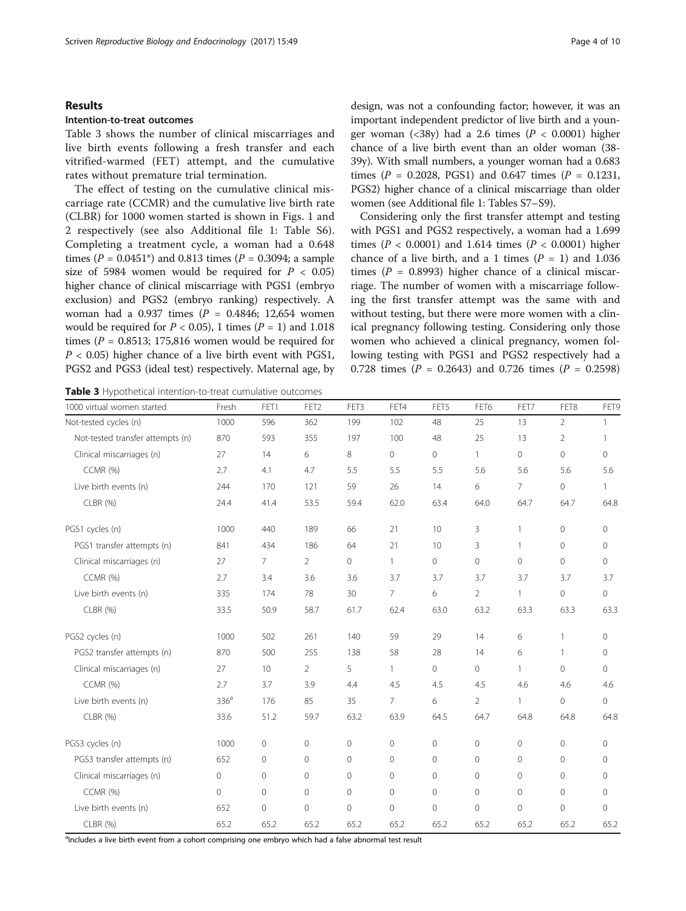## Results

### Intention-to-treat outcomes

Table 3 shows the number of clinical miscarriages and live birth events following a fresh transfer and each vitrified-warmed (FET) attempt, and the cumulative rates without premature trial termination.

The effect of testing on the cumulative clinical miscarriage rate (CCMR) and the cumulative live birth rate (CLBR) for 1000 women started is shown in Figs. 1 and 2 respectively (see also Additional file 1: Table S6). Completing a treatment cycle, a woman had a 0.648 times ($P = 0.0451$*) and 0.813 times ($P = 0.3094$; a sample size of 5984 women would be required for $P < 0.05$) higher chance of clinical miscarriage with PGS1 (embryo exclusion) and PGS2 (embryo ranking) respectively. A woman had a 0.937 times ($P = 0.4846$; 12,654 women would be required for $P < 0.05$), 1 times ($P = 1$) and 1.018 times ($P = 0.8513$; 175,816 women would be required for $P < 0.05$) higher chance of a live birth event with PGS1, PGS2 and PGS3 (ideal test) respectively. Maternal age, by design, was not a confounding factor; however, it was an important independent predictor of live birth and a younger woman (<38y) had a 2.6 times ($P < 0.0001$) higher chance of a live birth event than an older woman (38-39y). With small numbers, a younger woman had a 0.683 times ($P = 0.2028$, PGS1) and 0.647 times ($P = 0.1231$, PGS2) higher chance of a clinical miscarriage than older women (see Additional file 1: Tables S7–S9).

Considering only the first transfer attempt and testing with PGS1 and PGS2 respectively, a woman had a 1.699 times ($P < 0.0001$) and 1.614 times ($P < 0.0001$) higher chance of a live birth, and a 1 times ($P = 1$) and 1.036 times ($P = 0.8993$) higher chance of a clinical miscarriage. The number of women with a miscarriage following the first transfer attempt was the same with and without testing, but there were more women with a clinical pregnancy following testing. Considering only those women who achieved a clinical pregnancy, women following testing with PGS1 and PGS2 respectively had a 0.728 times ($P = 0.2643$) and 0.726 times ($P = 0.2598$)

**Table 3** Hypothetical intention-to-treat cumulative outcomes

| 1000 virtual women started | Fresh | FET1 | FET2 | FET3 | FET4 | FET5 | FET6 | FET7 | FET8 | FET9 |
|---|---|---|---|---|---|---|---|---|---|---|
| Not-tested cycles (n) | 1000 | 596 | 362 | 199 | 102 | 48 | 25 | 13 | 2 | 1 |
| Not-tested transfer attempts (n) | 870 | 593 | 355 | 197 | 100 | 48 | 25 | 13 | 2 | 1 |
| Clinical miscarriages (n) | 27 | 14 | 6 | 8 | 0 | 0 | 1 | 0 | 0 | 0 |
| CCMR (%) | 2.7 | 4.1 | 4.7 | 5.5 | 5.5 | 5.5 | 5.6 | 5.6 | 5.6 | 5.6 |
| Live birth events (n) | 244 | 170 | 121 | 59 | 26 | 14 | 6 | 7 | 0 | 1 |
| CLBR (%) | 24.4 | 41.4 | 53.5 | 59.4 | 62.0 | 63.4 | 64.0 | 64.7 | 64.7 | 64.8 |
| PGS1 cycles (n) | 1000 | 440 | 189 | 66 | 21 | 10 | 3 | 1 | 0 | 0 |
| PGS1 transfer attempts (n) | 841 | 434 | 186 | 64 | 21 | 10 | 3 | 1 | 0 | 0 |
| Clinical miscarriages (n) | 27 | 7 | 2 | 0 | 1 | 0 | 0 | 0 | 0 | 0 |
| CCMR (%) | 2.7 | 3.4 | 3.6 | 3.6 | 3.7 | 3.7 | 3.7 | 3.7 | 3.7 | 3.7 |
| Live birth events (n) | 335 | 174 | 78 | 30 | 7 | 6 | 2 | 1 | 0 | 0 |
| CLBR (%) | 33.5 | 50.9 | 58.7 | 61.7 | 62.4 | 63.0 | 63.2 | 63.3 | 63.3 | 63.3 |
| PGS2 cycles (n) | 1000 | 502 | 261 | 140 | 59 | 29 | 14 | 6 | 1 | 0 |
| PGS2 transfer attempts (n) | 870 | 500 | 255 | 138 | 58 | 28 | 14 | 6 | 1 | 0 |
| Clinical miscarriages (n) | 27 | 10 | 2 | 5 | 1 | 0 | 0 | 1 | 0 | 0 |
| CCMR (%) | 2.7 | 3.7 | 3.9 | 4.4 | 4.5 | 4.5 | 4.5 | 4.6 | 4.6 | 4.6 |
| Live birth events (n) | 336[a] | 176 | 85 | 35 | 7 | 6 | 2 | 1 | 0 | 0 |
| CLBR (%) | 33.6 | 51.2 | 59.7 | 63.2 | 63.9 | 64.5 | 64.7 | 64.8 | 64.8 | 64.8 |
| PGS3 cycles (n) | 1000 | 0 | 0 | 0 | 0 | 0 | 0 | 0 | 0 | 0 |
| PGS3 transfer attempts (n) | 652 | 0 | 0 | 0 | 0 | 0 | 0 | 0 | 0 | 0 |
| Clinical miscarriages (n) | 0 | 0 | 0 | 0 | 0 | 0 | 0 | 0 | 0 | 0 |
| CCMR (%) | 0 | 0 | 0 | 0 | 0 | 0 | 0 | 0 | 0 | 0 |
| Live birth events (n) | 652 | 0 | 0 | 0 | 0 | 0 | 0 | 0 | 0 | 0 |
| CLBR (%) | 65.2 | 65.2 | 65.2 | 65.2 | 65.2 | 65.2 | 65.2 | 65.2 | 65.2 | 65.2 |

[a]Includes a live birth event from a cohort comprising one embryo which had a false abnormal test result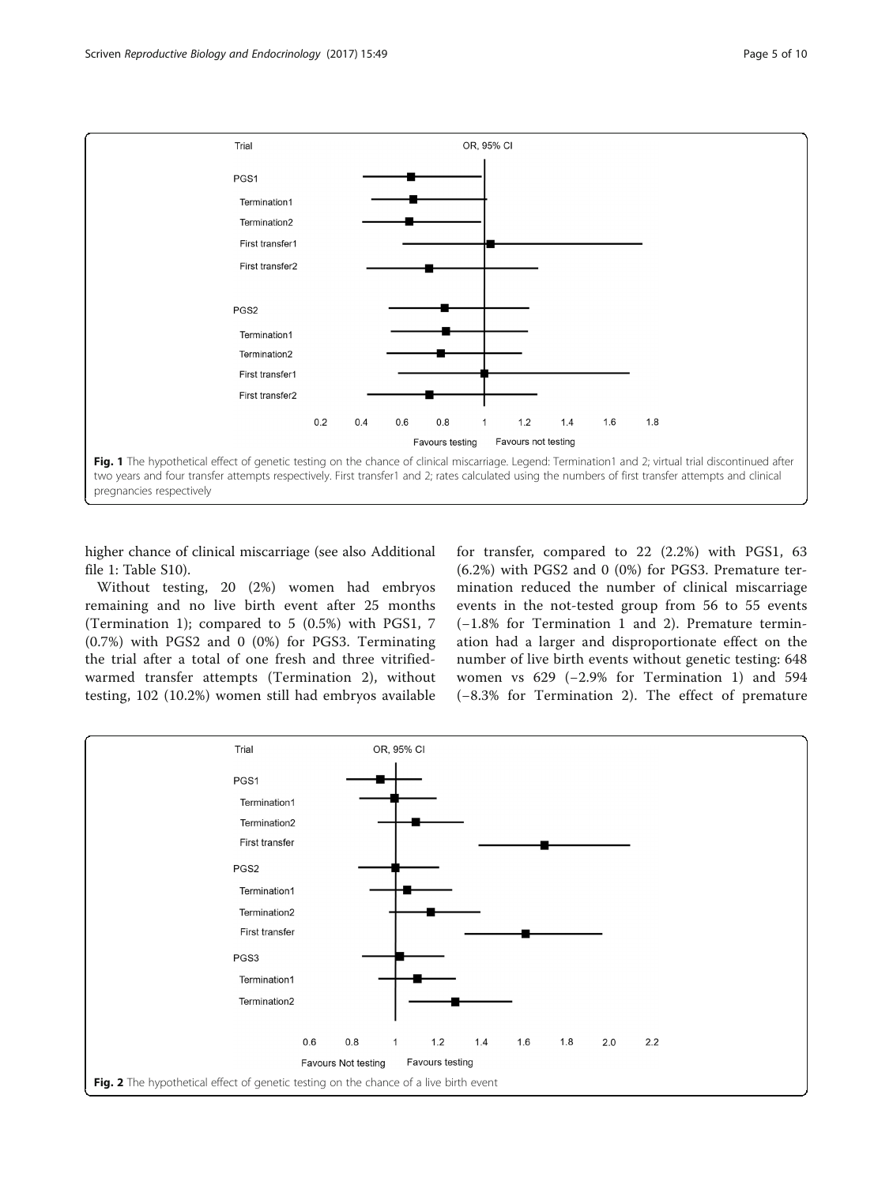Fig. 1 The hypothetical effect of genetic testing on the chance of clinical miscarriage. Legend: Termination1 and 2; virtual trial discontinued after two years and four transfer attempts respectively. First transfer1 and 2; rates calculated using the numbers of first transfer attempts and clinical pregnancies respectively

higher chance of clinical miscarriage (see also Additional file 1: Table S10).

Without testing, 20 (2%) women had embryos remaining and no live birth event after 25 months (Termination 1); compared to 5 (0.5%) with PGS1, 7 (0.7%) with PGS2 and 0 (0%) for PGS3. Terminating the trial after a total of one fresh and three vitrified-warmed transfer attempts (Termination 2), without testing, 102 (10.2%) women still had embryos available for transfer, compared to 22 (2.2%) with PGS1, 63 (6.2%) with PGS2 and 0 (0%) for PGS3. Premature termination reduced the number of clinical miscarriage events in the not-tested group from 56 to 55 events (−1.8% for Termination 1 and 2). Premature termination had a larger and disproportionate effect on the number of live birth events without genetic testing: 648 women vs 629 (−2.9% for Termination 1) and 594 (−8.3% for Termination 2). The effect of premature

Fig. 2 The hypothetical effect of genetic testing on the chance of a live birth event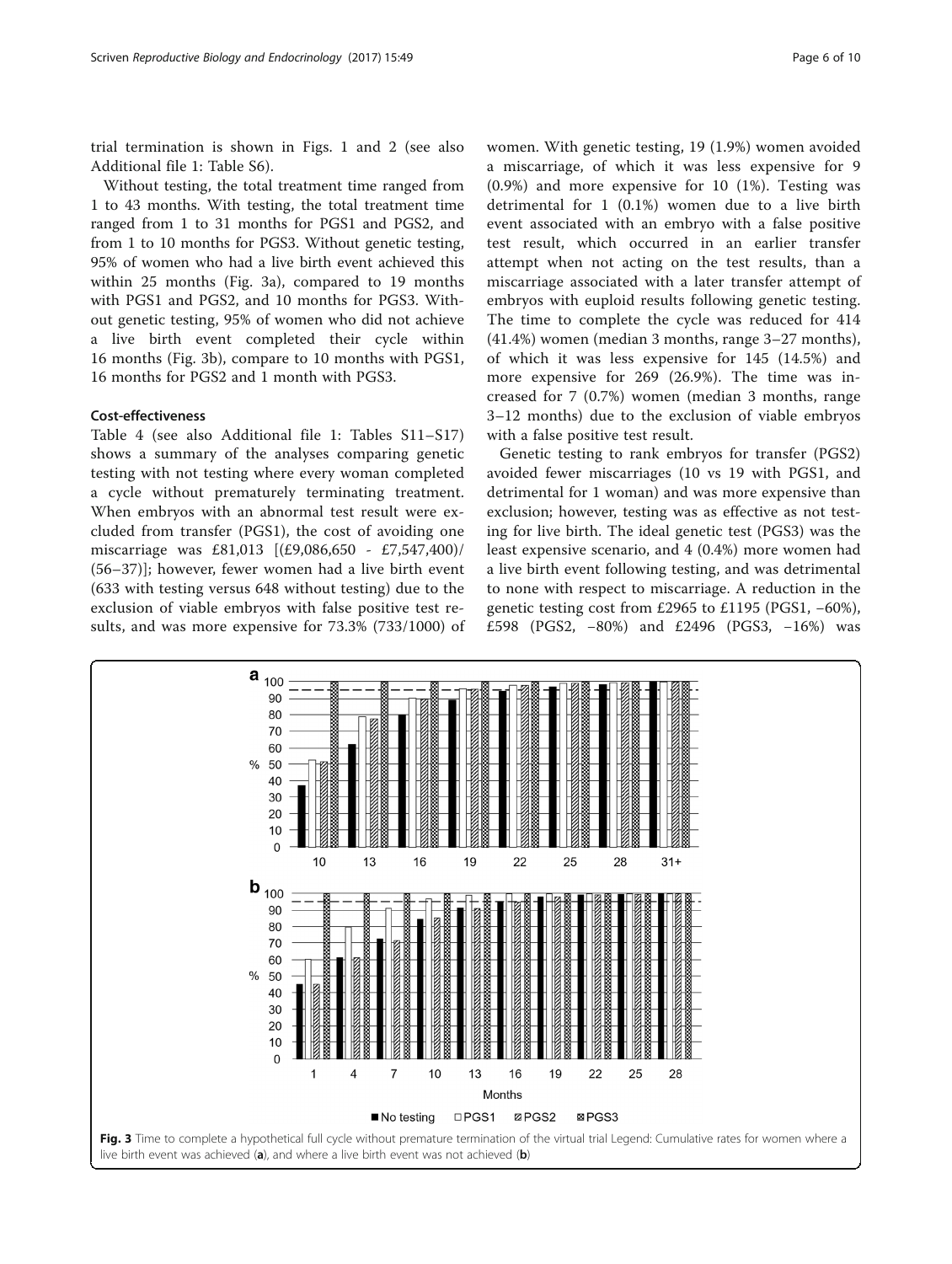trial termination is shown in Figs. 1 and 2 (see also Additional file 1: Table S6).

Without testing, the total treatment time ranged from 1 to 43 months. With testing, the total treatment time ranged from 1 to 31 months for PGS1 and PGS2, and from 1 to 10 months for PGS3. Without genetic testing, 95% of women who had a live birth event achieved this within 25 months (Fig. 3a), compared to 19 months with PGS1 and PGS2, and 10 months for PGS3. Without genetic testing, 95% of women who did not achieve a live birth event completed their cycle within 16 months (Fig. 3b), compare to 10 months with PGS1, 16 months for PGS2 and 1 month with PGS3.

### Cost-effectiveness

Table 4 (see also Additional file 1: Tables S11–S17) shows a summary of the analyses comparing genetic testing with not testing where every woman completed a cycle without prematurely terminating treatment. When embryos with an abnormal test result were excluded from transfer (PGS1), the cost of avoiding one miscarriage was £81,013 [(£9,086,650 - £7,547,400)/(56–37)]; however, fewer women had a live birth event (633 with testing versus 648 without testing) due to the exclusion of viable embryos with false positive test results, and was more expensive for 73.3% (733/1000) of women. With genetic testing, 19 (1.9%) women avoided a miscarriage, of which it was less expensive for 9 (0.9%) and more expensive for 10 (1%). Testing was detrimental for 1 (0.1%) women due to a live birth event associated with an embryo with a false positive test result, which occurred in an earlier transfer attempt when not acting on the test results, than a miscarriage associated with a later transfer attempt of embryos with euploid results following genetic testing. The time to complete the cycle was reduced for 414 (41.4%) women (median 3 months, range 3–27 months), of which it was less expensive for 145 (14.5%) and more expensive for 269 (26.9%). The time was increased for 7 (0.7%) women (median 3 months, range 3–12 months) due to the exclusion of viable embryos with a false positive test result.

Genetic testing to rank embryos for transfer (PGS2) avoided fewer miscarriages (10 vs 19 with PGS1, and detrimental for 1 woman) and was more expensive than exclusion; however, testing was as effective as not testing for live birth. The ideal genetic test (PGS3) was the least expensive scenario, and 4 (0.4%) more women had a live birth event following testing, and was detrimental to none with respect to miscarriage. A reduction in the genetic testing cost from £2965 to £1195 (PGS1, −60%), £598 (PGS2, −80%) and £2496 (PGS3, −16%) was

**Fig. 3** Time to complete a hypothetical full cycle without premature termination of the virtual trial Legend: Cumulative rates for women where a live birth event was achieved (**a**), and where a live birth event was not achieved (**b**)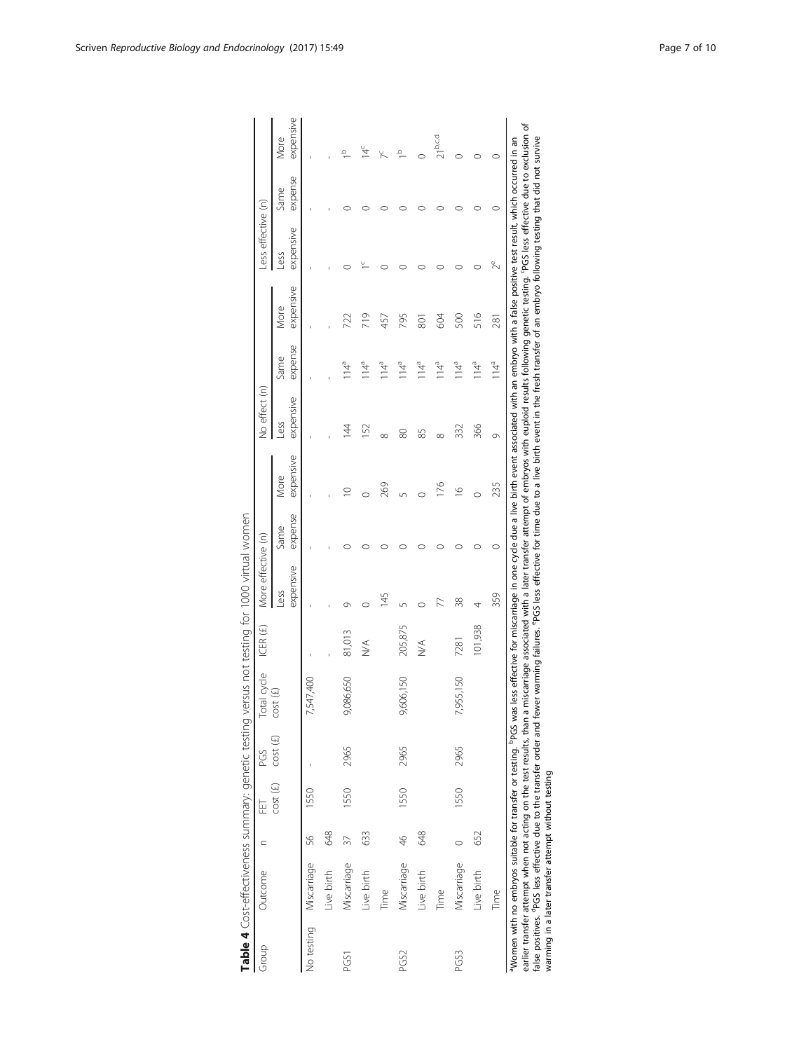**Table 4** Cost-effectiveness summary: genetic testing versus not testing for 1000 virtual women

| Group | Outcome | n | FET cost (£) | PGS cost (£) | Total cycle cost (£) | ICER (£) | More effective (n) | | | No effect (n) | | | Less effective (n) | | |
|---|---|---|---|---|---|---|---|---|---|---|---|---|---|---|---|
| | | | | | | | Less expensive | Same expense | More expensive | Less expensive | Same expense | More expensive | Less expensive | Same expense | More expensive |
| No testing | Miscarriage | 56 | 1550 | - | 7,547,400 | - | - | - | - | - | - | - | - | - | - |
| | Live birth | 648 | | | | - | - | - | - | - | - | - | - | - | - |
| PGS1 | Miscarriage | 37 | 1550 | 2965 | 9,086,650 | 81,013 | 9 | 0 | 10 | 144 | 114[a] | 722 | 0 | 0 | 1[b] |
| | Live birth | 633 | | | | N/A | 0 | 0 | 0 | 152 | 114[a] | 719 | 1[c] | 0 | 14[c] |
| | Time | | | | | | 145 | 0 | 269 | 8 | 114[a] | 457 | 0 | 0 | 7[c] |
| PGS2 | Miscarriage | 46 | 1550 | 2965 | 9,606,150 | 205,875 | 5 | 0 | 5 | 80 | 114[a] | 795 | 0 | 0 | 1[b] |
| | Live birth | 648 | | | | N/A | 0 | 0 | 0 | 85 | 114[a] | 801 | 0 | 0 | 0 |
| | Time | | | | | | 77 | 0 | 176 | 8 | 114[a] | 604 | 0 | 0 | 21[b,c,d] |
| PGS3 | Miscarriage | 0 | 1550 | 2965 | 7,955,150 | 7281 | 38 | 0 | 16 | 332 | 114[a] | 500 | 0 | 0 | 0 |
| | Live birth | 652 | | | | 101,938 | 4 | 0 | 0 | 366 | 114[a] | 516 | 0 | 0 | 0 |
| | Time | | | | | | 359 | 0 | 235 | 9 | 114[a] | 281 | 2[e] | 0 | 0 |

[a]Women with no embryos suitable for transfer or testing. [b]PGS was less effective for miscarriage in one cycle due a live birth event associated with an embryo with a false positive test result, which occurred in an earlier transfer attempt when not acting on the test results, than a miscarriage associated with a later transfer attempt of embryos with euploid results following genetic testing. [c]PGS less effective due to exclusion of false positives. [d]PGS less effective due to the transfer order and fewer warming failures. [e]PGS less effective for time due to a live birth event in the fresh transfer of an embryo following testing that did not survive warming in a later transfer attempt without testing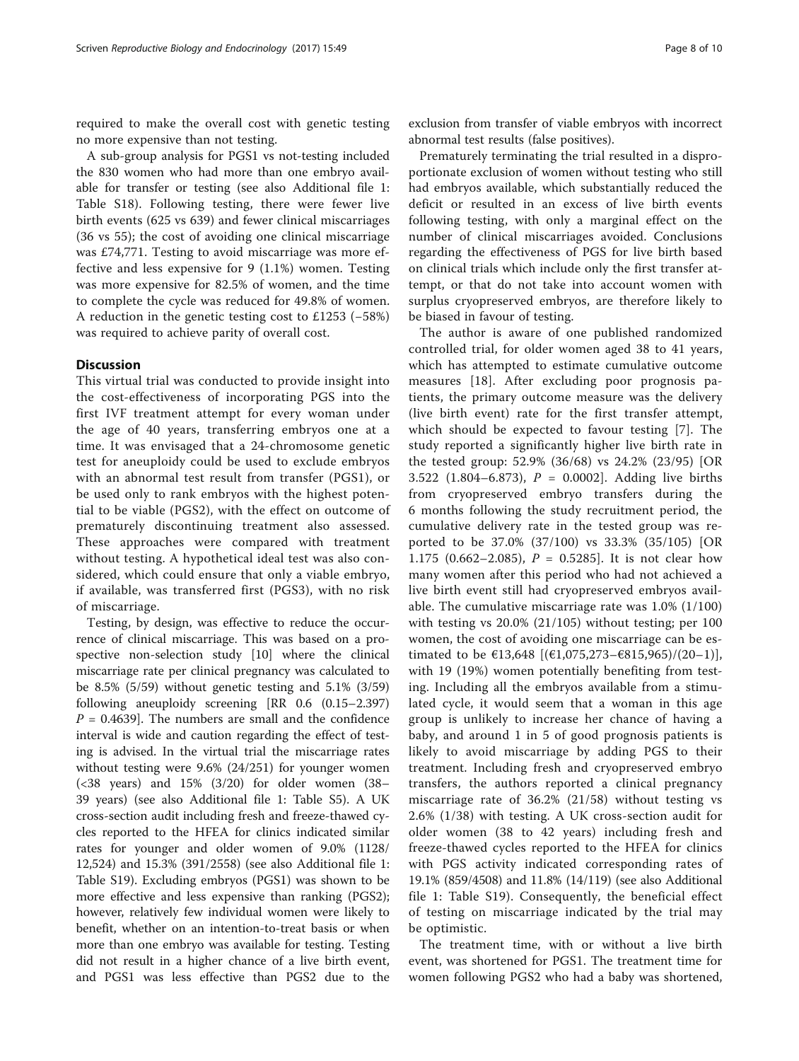required to make the overall cost with genetic testing no more expensive than not testing.

A sub-group analysis for PGS1 vs not-testing included the 830 women who had more than one embryo available for transfer or testing (see also Additional file 1: Table S18). Following testing, there were fewer live birth events (625 vs 639) and fewer clinical miscarriages (36 vs 55); the cost of avoiding one clinical miscarriage was £74,771. Testing to avoid miscarriage was more effective and less expensive for 9 (1.1%) women. Testing was more expensive for 82.5% of women, and the time to complete the cycle was reduced for 49.8% of women. A reduction in the genetic testing cost to £1253 (−58%) was required to achieve parity of overall cost.

## Discussion

This virtual trial was conducted to provide insight into the cost-effectiveness of incorporating PGS into the first IVF treatment attempt for every woman under the age of 40 years, transferring embryos one at a time. It was envisaged that a 24-chromosome genetic test for aneuploidy could be used to exclude embryos with an abnormal test result from transfer (PGS1), or be used only to rank embryos with the highest potential to be viable (PGS2), with the effect on outcome of prematurely discontinuing treatment also assessed. These approaches were compared with treatment without testing. A hypothetical ideal test was also considered, which could ensure that only a viable embryo, if available, was transferred first (PGS3), with no risk of miscarriage.

Testing, by design, was effective to reduce the occurrence of clinical miscarriage. This was based on a prospective non-selection study [10] where the clinical miscarriage rate per clinical pregnancy was calculated to be 8.5% (5/59) without genetic testing and 5.1% (3/59) following aneuploidy screening [RR 0.6 (0.15–2.397) $P = 0.4639$]. The numbers are small and the confidence interval is wide and caution regarding the effect of testing is advised. In the virtual trial the miscarriage rates without testing were 9.6% (24/251) for younger women (<38 years) and 15% (3/20) for older women (38–39 years) (see also Additional file 1: Table S5). A UK cross-section audit including fresh and freeze-thawed cycles reported to the HFEA for clinics indicated similar rates for younger and older women of 9.0% (1128/12,524) and 15.3% (391/2558) (see also Additional file 1: Table S19). Excluding embryos (PGS1) was shown to be more effective and less expensive than ranking (PGS2); however, relatively few individual women were likely to benefit, whether on an intention-to-treat basis or when more than one embryo was available for testing. Testing did not result in a higher chance of a live birth event, and PGS1 was less effective than PGS2 due to the exclusion from transfer of viable embryos with incorrect abnormal test results (false positives).

Prematurely terminating the trial resulted in a disproportionate exclusion of women without testing who still had embryos available, which substantially reduced the deficit or resulted in an excess of live birth events following testing, with only a marginal effect on the number of clinical miscarriages avoided. Conclusions regarding the effectiveness of PGS for live birth based on clinical trials which include only the first transfer attempt, or that do not take into account women with surplus cryopreserved embryos, are therefore likely to be biased in favour of testing.

The author is aware of one published randomized controlled trial, for older women aged 38 to 41 years, which has attempted to estimate cumulative outcome measures [18]. After excluding poor prognosis patients, the primary outcome measure was the delivery (live birth event) rate for the first transfer attempt, which should be expected to favour testing [7]. The study reported a significantly higher live birth rate in the tested group: 52.9% (36/68) vs 24.2% (23/95) [OR 3.522 (1.804–6.873), $P = 0.0002$]. Adding live births from cryopreserved embryo transfers during the 6 months following the study recruitment period, the cumulative delivery rate in the tested group was reported to be 37.0% (37/100) vs 33.3% (35/105) [OR 1.175 (0.662–2.085), $P = 0.5285$]. It is not clear how many women after this period who had not achieved a live birth event still had cryopreserved embryos available. The cumulative miscarriage rate was 1.0% (1/100) with testing vs 20.0% (21/105) without testing; per 100 women, the cost of avoiding one miscarriage can be estimated to be €13,648 [(€1,075,273–€815,965)/(20–1)], with 19 (19%) women potentially benefiting from testing. Including all the embryos available from a stimulated cycle, it would seem that a woman in this age group is unlikely to increase her chance of having a baby, and around 1 in 5 of good prognosis patients is likely to avoid miscarriage by adding PGS to their treatment. Including fresh and cryopreserved embryo transfers, the authors reported a clinical pregnancy miscarriage rate of 36.2% (21/58) without testing vs 2.6% (1/38) with testing. A UK cross-section audit for older women (38 to 42 years) including fresh and freeze-thawed cycles reported to the HFEA for clinics with PGS activity indicated corresponding rates of 19.1% (859/4508) and 11.8% (14/119) (see also Additional file 1: Table S19). Consequently, the beneficial effect of testing on miscarriage indicated by the trial may be optimistic.

The treatment time, with or without a live birth event, was shortened for PGS1. The treatment time for women following PGS2 who had a baby was shortened,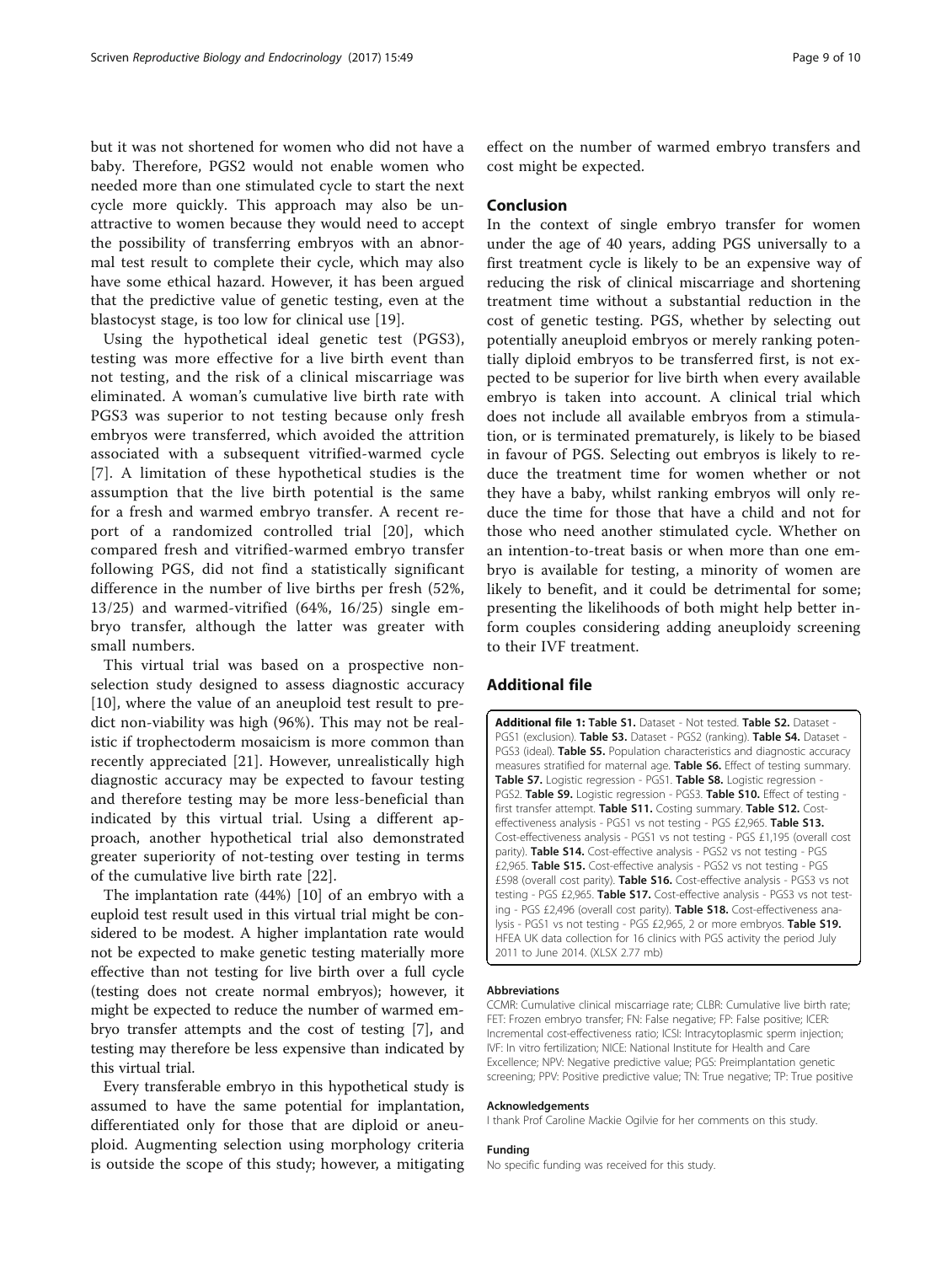but it was not shortened for women who did not have a baby. Therefore, PGS2 would not enable women who needed more than one stimulated cycle to start the next cycle more quickly. This approach may also be unattractive to women because they would need to accept the possibility of transferring embryos with an abnormal test result to complete their cycle, which may also have some ethical hazard. However, it has been argued that the predictive value of genetic testing, even at the blastocyst stage, is too low for clinical use [19].

Using the hypothetical ideal genetic test (PGS3), testing was more effective for a live birth event than not testing, and the risk of a clinical miscarriage was eliminated. A woman's cumulative live birth rate with PGS3 was superior to not testing because only fresh embryos were transferred, which avoided the attrition associated with a subsequent vitrified-warmed cycle [7]. A limitation of these hypothetical studies is the assumption that the live birth potential is the same for a fresh and warmed embryo transfer. A recent report of a randomized controlled trial [20], which compared fresh and vitrified-warmed embryo transfer following PGS, did not find a statistically significant difference in the number of live births per fresh (52%, 13/25) and warmed-vitrified (64%, 16/25) single embryo transfer, although the latter was greater with small numbers.

This virtual trial was based on a prospective non-selection study designed to assess diagnostic accuracy [10], where the value of an aneuploid test result to predict non-viability was high (96%). This may not be realistic if trophectoderm mosaicism is more common than recently appreciated [21]. However, unrealistically high diagnostic accuracy may be expected to favour testing and therefore testing may be more less-beneficial than indicated by this virtual trial. Using a different approach, another hypothetical trial also demonstrated greater superiority of not-testing over testing in terms of the cumulative live birth rate [22].

The implantation rate (44%) [10] of an embryo with a euploid test result used in this virtual trial might be considered to be modest. A higher implantation rate would not be expected to make genetic testing materially more effective than not testing for live birth over a full cycle (testing does not create normal embryos); however, it might be expected to reduce the number of warmed embryo transfer attempts and the cost of testing [7], and testing may therefore be less expensive than indicated by this virtual trial.

Every transferable embryo in this hypothetical study is assumed to have the same potential for implantation, differentiated only for those that are diploid or aneuploid. Augmenting selection using morphology criteria is outside the scope of this study; however, a mitigating effect on the number of warmed embryo transfers and cost might be expected.

## Conclusion

In the context of single embryo transfer for women under the age of 40 years, adding PGS universally to a first treatment cycle is likely to be an expensive way of reducing the risk of clinical miscarriage and shortening treatment time without a substantial reduction in the cost of genetic testing. PGS, whether by selecting out potentially aneuploid embryos or merely ranking potentially diploid embryos to be transferred first, is not expected to be superior for live birth when every available embryo is taken into account. A clinical trial which does not include all available embryos from a stimulation, or is terminated prematurely, is likely to be biased in favour of PGS. Selecting out embryos is likely to reduce the treatment time for women whether or not they have a baby, whilst ranking embryos will only reduce the time for those that have a child and not for those who need another stimulated cycle. Whether on an intention-to-treat basis or when more than one embryo is available for testing, a minority of women are likely to benefit, and it could be detrimental for some; presenting the likelihoods of both might help better inform couples considering adding aneuploidy screening to their IVF treatment.

## Additional file

**Additional file 1: Table S1.** Dataset - Not tested. **Table S2.** Dataset - PGS1 (exclusion). **Table S3.** Dataset - PGS2 (ranking). **Table S4.** Dataset - PGS3 (ideal). **Table S5.** Population characteristics and diagnostic accuracy measures stratified for maternal age. **Table S6.** Effect of testing summary. **Table S7.** Logistic regression - PGS1. **Table S8.** Logistic regression - PGS2. **Table S9.** Logistic regression - PGS3. **Table S10.** Effect of testing - first transfer attempt. **Table S11.** Costing summary. **Table S12.** Cost-effectiveness analysis - PGS1 vs not testing - PGS £2,965. **Table S13.** Cost-effectiveness analysis - PGS1 vs not testing - PGS £1,195 (overall cost parity). **Table S14.** Cost-effective analysis - PGS2 vs not testing - PGS £2,965. **Table S15.** Cost-effective analysis - PGS2 vs not testing - PGS £598 (overall cost parity). **Table S16.** Cost-effective analysis - PGS3 vs not testing - PGS £2,965. **Table S17.** Cost-effective analysis - PGS3 vs not testing - PGS £2,496 (overall cost parity). **Table S18.** Cost-effectiveness analysis - PGS1 vs not testing - PGS £2,965, 2 or more embryos. **Table S19.** HFEA UK data collection for 16 clinics with PGS activity the period July 2011 to June 2014. (XLSX 2.77 mb)

#### Abbreviations

CCMR: Cumulative clinical miscarriage rate; CLBR: Cumulative live birth rate; FET: Frozen embryo transfer; FN: False negative; FP: False positive; ICER: Incremental cost-effectiveness ratio; ICSI: Intracytoplasmic sperm injection; IVF: In vitro fertilization; NICE: National Institute for Health and Care Excellence; NPV: Negative predictive value; PGS: Preimplantation genetic screening; PPV: Positive predictive value; TN: True negative; TP: True positive

#### Acknowledgements

I thank Prof Caroline Mackie Ogilvie for her comments on this study.

#### Funding

No specific funding was received for this study.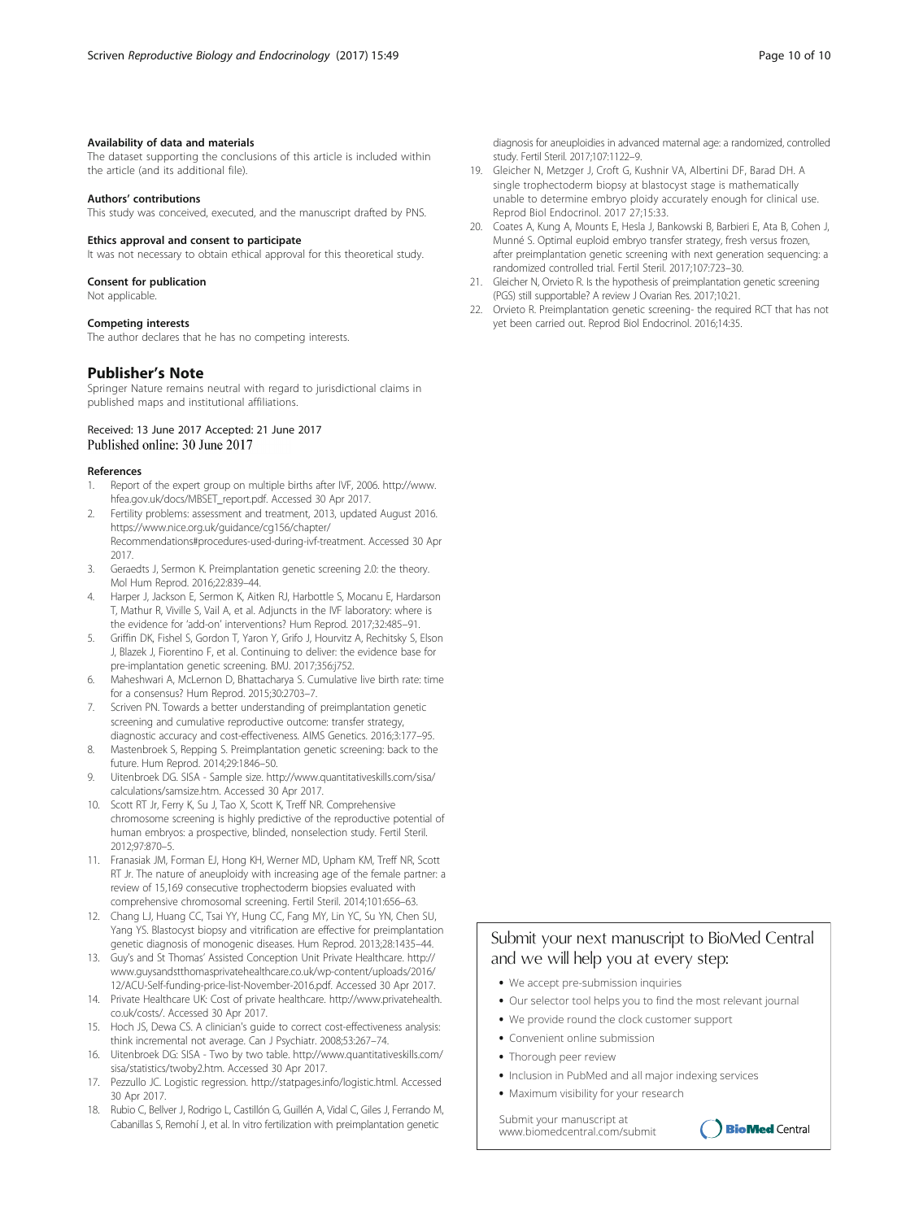#### Availability of data and materials

The dataset supporting the conclusions of this article is included within the article (and its additional file).

#### Authors' contributions

This study was conceived, executed, and the manuscript drafted by PNS.

#### Ethics approval and consent to participate

It was not necessary to obtain ethical approval for this theoretical study.

#### Consent for publication

Not applicable.

#### Competing interests

The author declares that he has no competing interests.

### Publisher's Note

Springer Nature remains neutral with regard to jurisdictional claims in published maps and institutional affiliations.

Received: 13 June 2017 Accepted: 21 June 2017
Published online: 30 June 2017

#### References

1. Report of the expert group on multiple births after IVF, 2006. http://www.hfea.gov.uk/docs/MBSET_report.pdf. Accessed 30 Apr 2017.
2. Fertility problems: assessment and treatment, 2013, updated August 2016. https://www.nice.org.uk/guidance/cg156/chapter/Recommendations#procedures-used-during-ivf-treatment. Accessed 30 Apr 2017.
3. Geraedts J, Sermon K. Preimplantation genetic screening 2.0: the theory. Mol Hum Reprod. 2016;22:839–44.
4. Harper J, Jackson E, Sermon K, Aitken RJ, Harbottle S, Mocanu E, Hardarson T, Mathur R, Viville S, Vail A, et al. Adjuncts in the IVF laboratory: where is the evidence for 'add-on' interventions? Hum Reprod. 2017;32:485–91.
5. Griffin DK, Fishel S, Gordon T, Yaron Y, Grifo J, Hourvitz A, Rechitsky S, Elson J, Blazek J, Fiorentino F, et al. Continuing to deliver: the evidence base for pre-implantation genetic screening. BMJ. 2017;356:j752.
6. Maheshwari A, McLernon D, Bhattacharya S. Cumulative live birth rate: time for a consensus? Hum Reprod. 2015;30:2703–7.
7. Scriven PN. Towards a better understanding of preimplantation genetic screening and cumulative reproductive outcome: transfer strategy, diagnostic accuracy and cost-effectiveness. AIMS Genetics. 2016;3:177–95.
8. Mastenbroek S, Repping S. Preimplantation genetic screening: back to the future. Hum Reprod. 2014;29:1846–50.
9. Uitenbroek DG. SISA - Sample size. http://www.quantitativeskills.com/sisa/calculations/samsize.htm. Accessed 30 Apr 2017.
10. Scott RT Jr, Ferry K, Su J, Tao X, Scott K, Treff NR. Comprehensive chromosome screening is highly predictive of the reproductive potential of human embryos: a prospective, blinded, nonselection study. Fertil Steril. 2012;97:870–5.
11. Franasiak JM, Forman EJ, Hong KH, Werner MD, Upham KM, Treff NR, Scott RT Jr. The nature of aneuploidy with increasing age of the female partner: a review of 15,169 consecutive trophectoderm biopsies evaluated with comprehensive chromosomal screening. Fertil Steril. 2014;101:656–63.
12. Chang LJ, Huang CC, Tsai YY, Hung CC, Fang MY, Lin YC, Su YN, Chen SU, Yang YS. Blastocyst biopsy and vitrification are effective for preimplantation genetic diagnosis of monogenic diseases. Hum Reprod. 2013;28:1435–44.
13. Guy's and St Thomas' Assisted Conception Unit Private Healthcare. http://www.guysandstthomasprivatehealthcare.co.uk/wp-content/uploads/2016/12/ACU-Self-funding-price-list-November-2016.pdf. Accessed 30 Apr 2017.
14. Private Healthcare UK: Cost of private healthcare. http://www.privatehealth.co.uk/costs/. Accessed 30 Apr 2017.
15. Hoch JS, Dewa CS. A clinician's guide to correct cost-effectiveness analysis: think incremental not average. Can J Psychiatr. 2008;53:267–74.
16. Uitenbroek DG: SISA - Two by two table. http://www.quantitativeskills.com/sisa/statistics/twoby2.htm. Accessed 30 Apr 2017.
17. Pezzullo JC. Logistic regression. http://statpages.info/logistic.html. Accessed 30 Apr 2017.
18. Rubio C, Bellver J, Rodrigo L, Castillón G, Guillén A, Vidal C, Giles J, Ferrando M, Cabanillas S, Remohí J, et al. In vitro fertilization with preimplantation genetic diagnosis for aneuploidies in advanced maternal age: a randomized, controlled study. Fertil Steril. 2017;107:1122–9.
19. Gleicher N, Metzger J, Croft G, Kushnir VA, Albertini DF, Barad DH. A single trophectoderm biopsy at blastocyst stage is mathematically unable to determine embryo ploidy accurately enough for clinical use. Reprod Biol Endocrinol. 2017 27;15:33.
20. Coates A, Kung A, Mounts E, Hesla J, Bankowski B, Barbieri E, Ata B, Cohen J, Munné S. Optimal euploid embryo transfer strategy, fresh versus frozen, after preimplantation genetic screening with next generation sequencing: a randomized controlled trial. Fertil Steril. 2017;107:723–30.
21. Gleicher N, Orvieto R. Is the hypothesis of preimplantation genetic screening (PGS) still supportable? A review J Ovarian Res. 2017;10:21.
22. Orvieto R. Preimplantation genetic screening- the required RCT that has not yet been carried out. Reprod Biol Endocrinol. 2016;14:35.

Submit your next manuscript to BioMed Central and we will help you at every step:

- We accept pre-submission inquiries
- Our selector tool helps you to find the most relevant journal
- We provide round the clock customer support
- Convenient online submission
- Thorough peer review
- Inclusion in PubMed and all major indexing services
- Maximum visibility for your research

Submit your manuscript at
www.biomedcentral.com/submit

BioMed Central